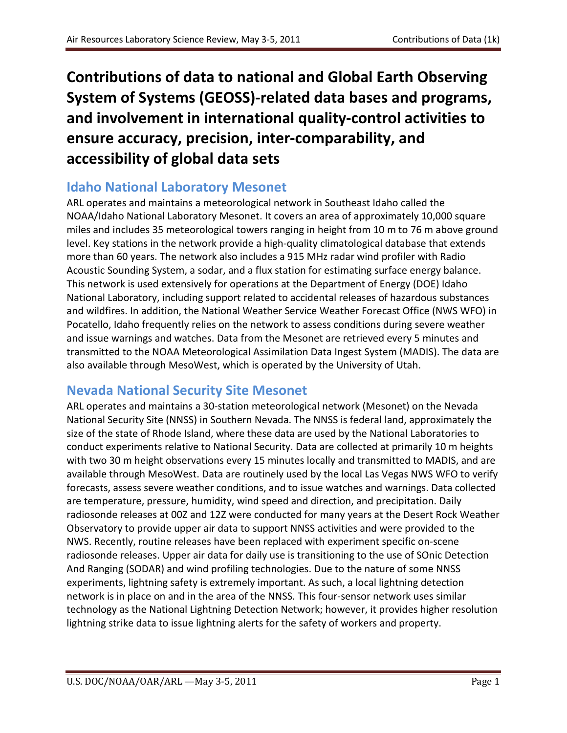# Contributions of data to national and Global Earth Observing System of Systems (GEOSS)-related data bases and programs, and involvement in international quality-control activities to ensure accuracy, precision, inter-comparability, and accessibility of global data sets

## Idaho National Laboratory Mesonet

ARL operates and maintains a meteorological network in Southeast Idaho called the NOAA/Idaho National Laboratory Mesonet. It covers an area of approximately 10,000 square miles and includes 35 meteorological towers ranging in height from 10 m to 76 m above ground level. Key stations in the network provide a high-quality climatological database that extends more than 60 years. The network also includes a 915 MHz radar wind profiler with Radio Acoustic Sounding System, a sodar, and a flux station for estimating surface energy balance. This network is used extensively for operations at the Department of Energy (DOE) Idaho National Laboratory, including support related to accidental releases of hazardous substances and wildfires. In addition, the National Weather Service Weather Forecast Office (NWS WFO) in Pocatello, Idaho frequently relies on the network to assess conditions during severe weather and issue warnings and watches. Data from the Mesonet are retrieved every 5 minutes and transmitted to the NOAA Meteorological Assimilation Data Ingest System (MADIS). The data are also available through MesoWest, which is operated by the University of Utah.

## Nevada National Security Site Mesonet

ARL operates and maintains a 30-station meteorological network (Mesonet) on the Nevada National Security Site (NNSS) in Southern Nevada. The NNSS is federal land, approximately the size of the state of Rhode Island, where these data are used by the National Laboratories to conduct experiments relative to National Security. Data are collected at primarily 10 m heights with two 30 m height observations every 15 minutes locally and transmitted to MADIS, and are available through MesoWest. Data are routinely used by the local Las Vegas NWS WFO to verify forecasts, assess severe weather conditions, and to issue watches and warnings. Data collected are temperature, pressure, humidity, wind speed and direction, and precipitation. Daily radiosonde releases at 00Z and 12Z were conducted for many years at the Desert Rock Weather Observatory to provide upper air data to support NNSS activities and were provided to the NWS. Recently, routine releases have been replaced with experiment specific on-scene radiosonde releases. Upper air data for daily use is transitioning to the use of SOnic Detection And Ranging (SODAR) and wind profiling technologies. Due to the nature of some NNSS experiments, lightning safety is extremely important. As such, a local lightning detection network is in place on and in the area of the NNSS. This four-sensor network uses similar technology as the National Lightning Detection Network; however, it provides higher resolution lightning strike data to issue lightning alerts for the safety of workers and property.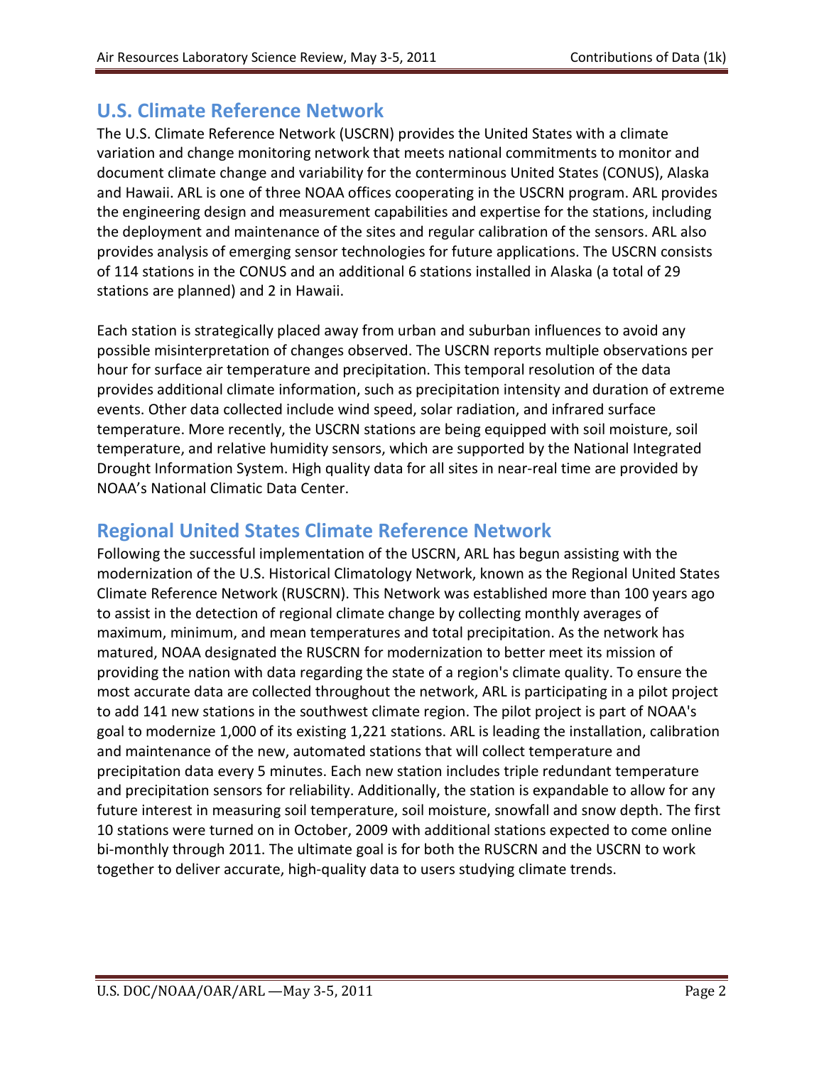## U.S. Climate Reference Network

The U.S. Climate Reference Network (USCRN) provides the United States with a climate variation and change monitoring network that meets national commitments to monitor and document climate change and variability for the conterminous United States (CONUS), Alaska and Hawaii. ARL is one of three NOAA offices cooperating in the USCRN program. ARL provides the engineering design and measurement capabilities and expertise for the stations, including the deployment and maintenance of the sites and regular calibration of the sensors. ARL also provides analysis of emerging sensor technologies for future applications. The USCRN consists of 114 stations in the CONUS and an additional 6 stations installed in Alaska (a total of 29 stations are planned) and 2 in Hawaii.

Each station is strategically placed away from urban and suburban influences to avoid any possible misinterpretation of changes observed. The USCRN reports multiple observations per hour for surface air temperature and precipitation. This temporal resolution of the data provides additional climate information, such as precipitation intensity and duration of extreme events. Other data collected include wind speed, solar radiation, and infrared surface temperature. More recently, the USCRN stations are being equipped with soil moisture, soil temperature, and relative humidity sensors, which are supported by the National Integrated Drought Information System. High quality data for all sites in near-real time are provided by NOAA's National Climatic Data Center.

## Regional United States Climate Reference Network

Following the successful implementation of the USCRN, ARL has begun assisting with the modernization of the U.S. Historical Climatology Network, known as the Regional United States Climate Reference Network (RUSCRN). This Network was established more than 100 years ago to assist in the detection of regional climate change by collecting monthly averages of maximum, minimum, and mean temperatures and total precipitation. As the network has matured, NOAA designated the RUSCRN for modernization to better meet its mission of providing the nation with data regarding the state of a region's climate quality. To ensure the most accurate data are collected throughout the network, ARL is participating in a pilot project to add 141 new stations in the southwest climate region. The pilot project is part of NOAA's goal to modernize 1,000 of its existing 1,221 stations. ARL is leading the installation, calibration and maintenance of the new, automated stations that will collect temperature and precipitation data every 5 minutes. Each new station includes triple redundant temperature and precipitation sensors for reliability. Additionally, the station is expandable to allow for any future interest in measuring soil temperature, soil moisture, snowfall and snow depth. The first 10 stations were turned on in October, 2009 with additional stations expected to come online bi-monthly through 2011. The ultimate goal is for both the RUSCRN and the USCRN to work together to deliver accurate, high-quality data to users studying climate trends.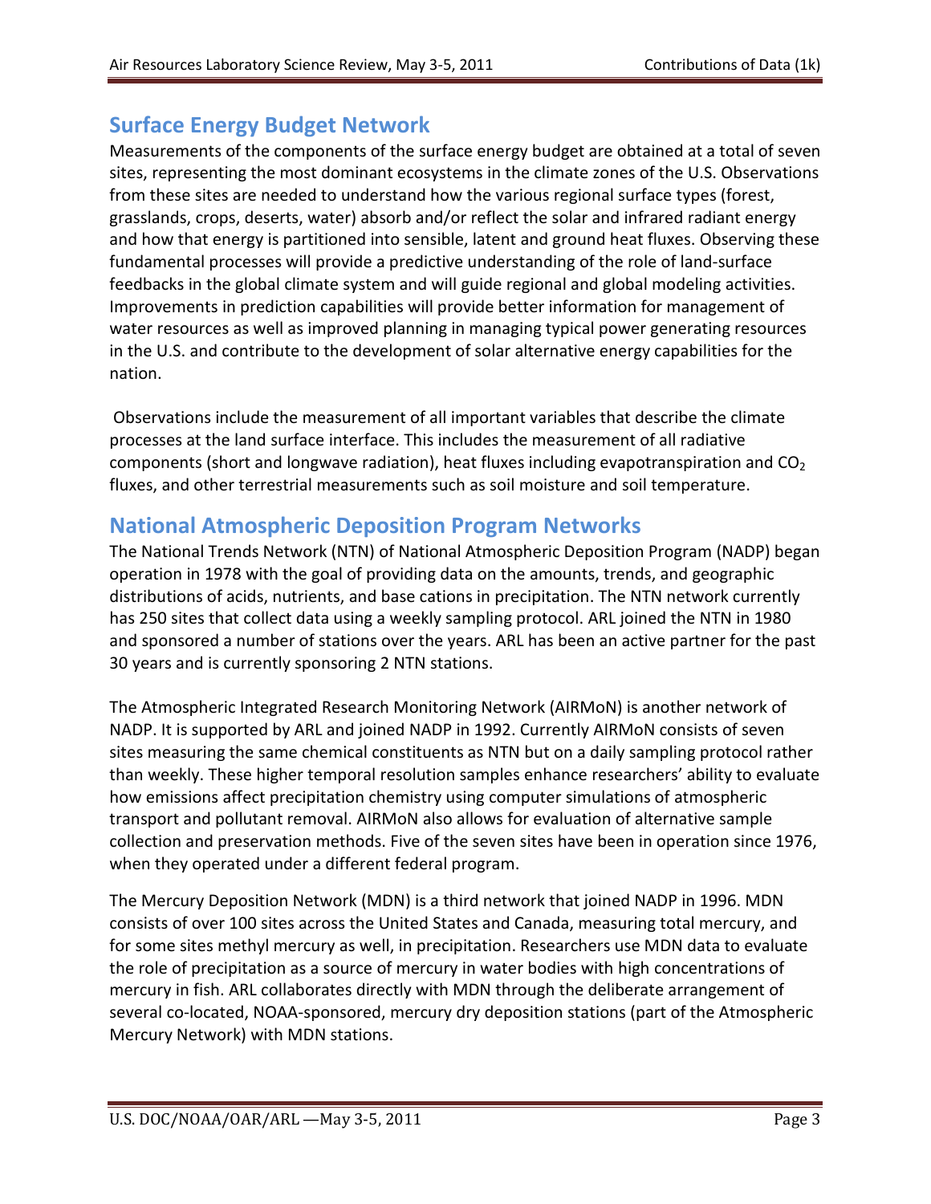## Surface Energy Budget Network

Measurements of the components of the surface energy budget are obtained at a total of seven sites, representing the most dominant ecosystems in the climate zones of the U.S. Observations from these sites are needed to understand how the various regional surface types (forest, grasslands, crops, deserts, water) absorb and/or reflect the solar and infrared radiant energy and how that energy is partitioned into sensible, latent and ground heat fluxes. Observing these fundamental processes will provide a predictive understanding of the role of land-surface feedbacks in the global climate system and will guide regional and global modeling activities. Improvements in prediction capabilities will provide better information for management of water resources as well as improved planning in managing typical power generating resources in the U.S. and contribute to the development of solar alternative energy capabilities for the nation.

Observations include the measurement of all important variables that describe the climate processes at the land surface interface. This includes the measurement of all radiative components (short and longwave radiation), heat fluxes including evapotranspiration and $CO_2$ fluxes, and other terrestrial measurements such as soil moisture and soil temperature.

## National Atmospheric Deposition Program Networks

The National Trends Network (NTN) of National Atmospheric Deposition Program (NADP) began operation in 1978 with the goal of providing data on the amounts, trends, and geographic distributions of acids, nutrients, and base cations in precipitation. The NTN network currently has 250 sites that collect data using a weekly sampling protocol. ARL joined the NTN in 1980 and sponsored a number of stations over the years. ARL has been an active partner for the past 30 years and is currently sponsoring 2 NTN stations.

The Atmospheric Integrated Research Monitoring Network (AIRMoN) is another network of NADP. It is supported by ARL and joined NADP in 1992. Currently AIRMoN consists of seven sites measuring the same chemical constituents as NTN but on a daily sampling protocol rather than weekly. These higher temporal resolution samples enhance researchers' ability to evaluate how emissions affect precipitation chemistry using computer simulations of atmospheric transport and pollutant removal. AIRMoN also allows for evaluation of alternative sample collection and preservation methods. Five of the seven sites have been in operation since 1976, when they operated under a different federal program.

The Mercury Deposition Network (MDN) is a third network that joined NADP in 1996. MDN consists of over 100 sites across the United States and Canada, measuring total mercury, and for some sites methyl mercury as well, in precipitation. Researchers use MDN data to evaluate the role of precipitation as a source of mercury in water bodies with high concentrations of mercury in fish. ARL collaborates directly with MDN through the deliberate arrangement of several co-located, NOAA-sponsored, mercury dry deposition stations (part of the Atmospheric Mercury Network) with MDN stations.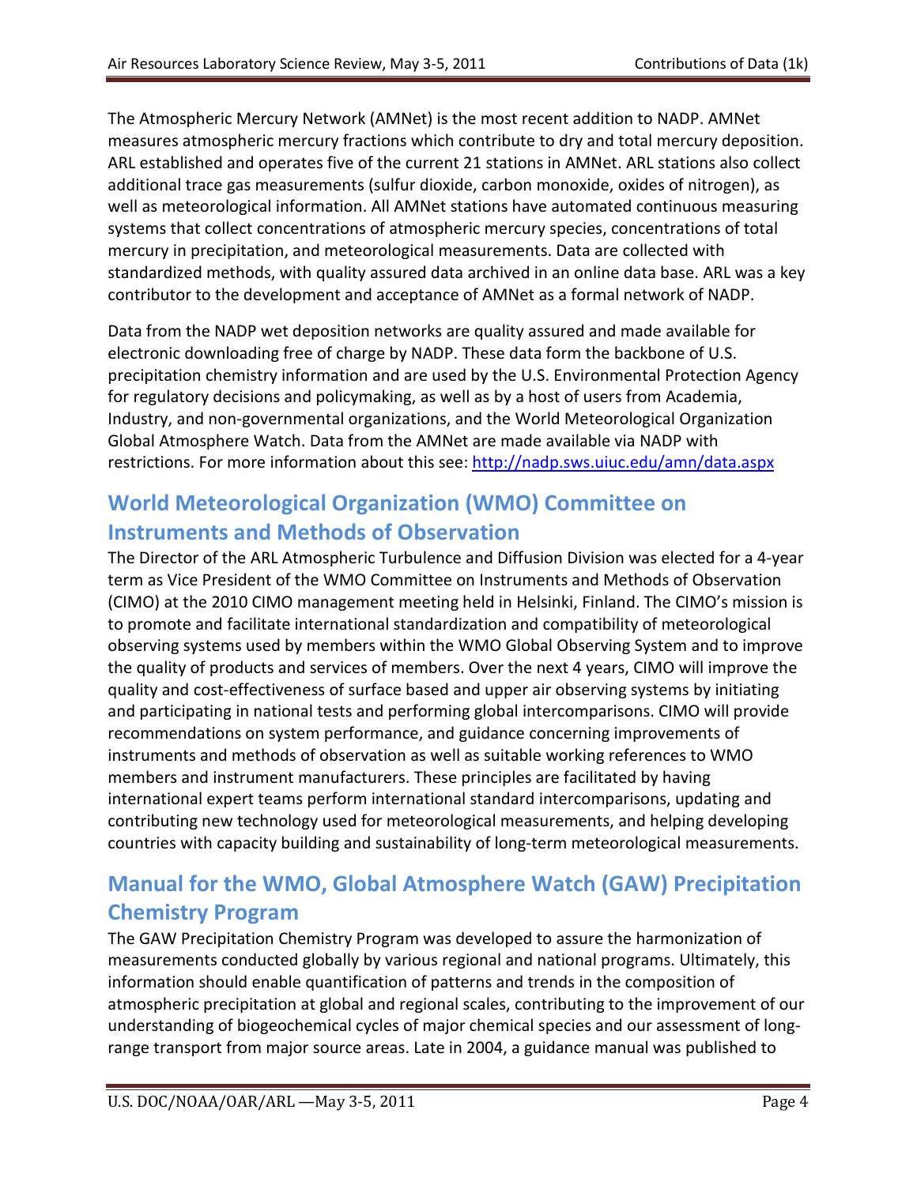The Atmospheric Mercury Network (AMNet) is the most recent addition to NADP. AMNet measures atmospheric mercury fractions which contribute to dry and total mercury deposition. ARL established and operates five of the current 21 stations in AMNet. ARL stations also collect additional trace gas measurements (sulfur dioxide, carbon monoxide, oxides of nitrogen), as well as meteorological information. All AMNet stations have automated continuous measuring systems that collect concentrations of atmospheric mercury species, concentrations of total mercury in precipitation, and meteorological measurements. Data are collected with standardized methods, with quality assured data archived in an online data base. ARL was a key contributor to the development and acceptance of AMNet as a formal network of NADP.

Data from the NADP wet deposition networks are quality assured and made available for electronic downloading free of charge by NADP. These data form the backbone of U.S. precipitation chemistry information and are used by the U.S. Environmental Protection Agency for regulatory decisions and policymaking, as well as by a host of users from Academia, Industry, and non-governmental organizations, and the World Meteorological Organization Global Atmosphere Watch. Data from the AMNet are made available via NADP with restrictions. For more information about this see: http://nadp.sws.uiuc.edu/amn/data.aspx

## World Meteorological Organization (WMO) Committee on Instruments and Methods of Observation

The Director of the ARL Atmospheric Turbulence and Diffusion Division was elected for a 4-year term as Vice President of the WMO Committee on Instruments and Methods of Observation (CIMO) at the 2010 CIMO management meeting held in Helsinki, Finland. The CIMO's mission is to promote and facilitate international standardization and compatibility of meteorological observing systems used by members within the WMO Global Observing System and to improve the quality of products and services of members. Over the next 4 years, CIMO will improve the quality and cost-effectiveness of surface based and upper air observing systems by initiating and participating in national tests and performing global intercomparisons. CIMO will provide recommendations on system performance, and guidance concerning improvements of instruments and methods of observation as well as suitable working references to WMO members and instrument manufacturers. These principles are facilitated by having international expert teams perform international standard intercomparisons, updating and contributing new technology used for meteorological measurements, and helping developing countries with capacity building and sustainability of long-term meteorological measurements.

## Manual for the WMO, Global Atmosphere Watch (GAW) Precipitation Chemistry Program

The GAW Precipitation Chemistry Program was developed to assure the harmonization of measurements conducted globally by various regional and national programs. Ultimately, this information should enable quantification of patterns and trends in the composition of atmospheric precipitation at global and regional scales, contributing to the improvement of our understanding of biogeochemical cycles of major chemical species and our assessment of long-range transport from major source areas. Late in 2004, a guidance manual was published to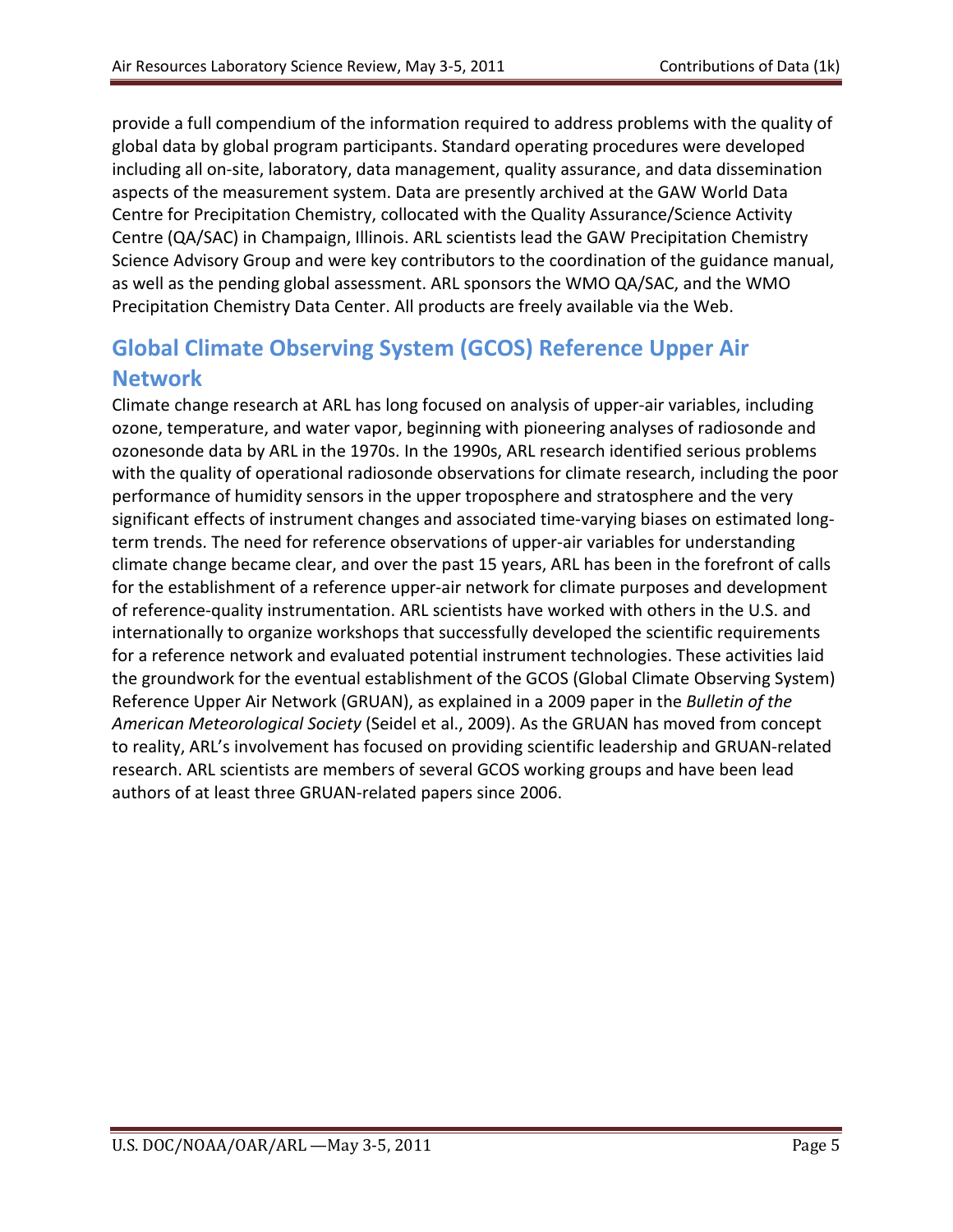provide a full compendium of the information required to address problems with the quality of global data by global program participants. Standard operating procedures were developed including all on-site, laboratory, data management, quality assurance, and data dissemination aspects of the measurement system. Data are presently archived at the GAW World Data Centre for Precipitation Chemistry, collocated with the Quality Assurance/Science Activity Centre (QA/SAC) in Champaign, Illinois. ARL scientists lead the GAW Precipitation Chemistry Science Advisory Group and were key contributors to the coordination of the guidance manual, as well as the pending global assessment. ARL sponsors the WMO QA/SAC, and the WMO Precipitation Chemistry Data Center. All products are freely available via the Web.

## Global Climate Observing System (GCOS) Reference Upper Air Network

Climate change research at ARL has long focused on analysis of upper-air variables, including ozone, temperature, and water vapor, beginning with pioneering analyses of radiosonde and ozonesonde data by ARL in the 1970s. In the 1990s, ARL research identified serious problems with the quality of operational radiosonde observations for climate research, including the poor performance of humidity sensors in the upper troposphere and stratosphere and the very significant effects of instrument changes and associated time-varying biases on estimated long-term trends. The need for reference observations of upper-air variables for understanding climate change became clear, and over the past 15 years, ARL has been in the forefront of calls for the establishment of a reference upper-air network for climate purposes and development of reference-quality instrumentation. ARL scientists have worked with others in the U.S. and internationally to organize workshops that successfully developed the scientific requirements for a reference network and evaluated potential instrument technologies. These activities laid the groundwork for the eventual establishment of the GCOS (Global Climate Observing System) Reference Upper Air Network (GRUAN), as explained in a 2009 paper in the *Bulletin of the American Meteorological Society* (Seidel et al., 2009). As the GRUAN has moved from concept to reality, ARL's involvement has focused on providing scientific leadership and GRUAN-related research. ARL scientists are members of several GCOS working groups and have been lead authors of at least three GRUAN-related papers since 2006.